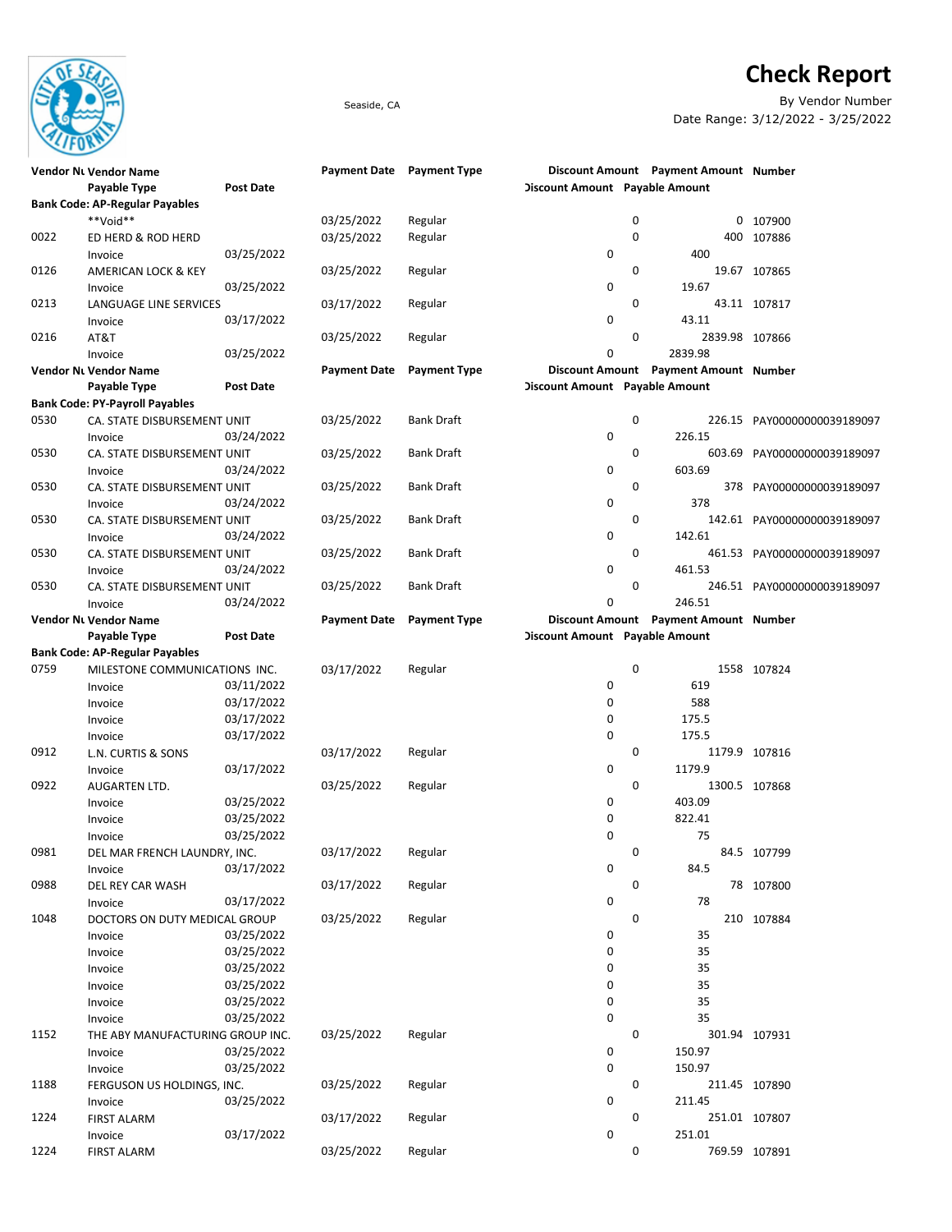# Check Report

Seaside, CA

By Vendor Number

Date Range: 3/12/2022 - 3/25/2022

| Vendor Number | Vendor Name / Payable Type | Post Date | Payment Date | Payment Type | Discount Amount | Payment Amount / Payable Amount | Number |
|---|---|---|---|---|---|---|---|
| | **Bank Code: AP-Regular Payables** | | | | | | |
| | **Void** | | 03/25/2022 | Regular | 0 | 0 | 107900 |
| 0022 | ED HERD & ROD HERD | | 03/25/2022 | Regular | 0 | 400 | 107886 |
| | Invoice | 03/25/2022 | | | 0 | 400 | |
| 0126 | AMERICAN LOCK & KEY | | 03/25/2022 | Regular | 0 | 19.67 | 107865 |
| | Invoice | 03/25/2022 | | | 0 | 19.67 | |
| 0213 | LANGUAGE LINE SERVICES | | 03/17/2022 | Regular | 0 | 43.11 | 107817 |
| | Invoice | 03/17/2022 | | | 0 | 43.11 | |
| 0216 | AT&T | | 03/25/2022 | Regular | 0 | 2839.98 | 107866 |
| | Invoice | 03/25/2022 | | | 0 | 2839.98 | |
| | **Bank Code: PY-Payroll Payables** | | | | | | |
| 0530 | CA. STATE DISBURSEMENT UNIT | | 03/25/2022 | Bank Draft | 0 | 226.15 | PAY00000000039189097 |
| | Invoice | 03/24/2022 | | | 0 | 226.15 | |
| 0530 | CA. STATE DISBURSEMENT UNIT | | 03/25/2022 | Bank Draft | 0 | 603.69 | PAY00000000039189097 |
| | Invoice | 03/24/2022 | | | 0 | 603.69 | |
| 0530 | CA. STATE DISBURSEMENT UNIT | | 03/25/2022 | Bank Draft | 0 | 378 | PAY00000000039189097 |
| | Invoice | 03/24/2022 | | | 0 | 378 | |
| 0530 | CA. STATE DISBURSEMENT UNIT | | 03/25/2022 | Bank Draft | 0 | 142.61 | PAY00000000039189097 |
| | Invoice | 03/24/2022 | | | 0 | 142.61 | |
| 0530 | CA. STATE DISBURSEMENT UNIT | | 03/25/2022 | Bank Draft | 0 | 461.53 | PAY00000000039189097 |
| | Invoice | 03/24/2022 | | | 0 | 461.53 | |
| 0530 | CA. STATE DISBURSEMENT UNIT | | 03/25/2022 | Bank Draft | 0 | 246.51 | PAY00000000039189097 |
| | Invoice | 03/24/2022 | | | 0 | 246.51 | |
| | **Bank Code: AP-Regular Payables** | | | | | | |
| 0759 | MILESTONE COMMUNICATIONS INC. | | 03/17/2022 | Regular | 0 | 1558 | 107824 |
| | Invoice | 03/11/2022 | | | 0 | 619 | |
| | Invoice | 03/17/2022 | | | 0 | 588 | |
| | Invoice | 03/17/2022 | | | 0 | 175.5 | |
| | Invoice | 03/17/2022 | | | 0 | 175.5 | |
| 0912 | L.N. CURTIS & SONS | | 03/17/2022 | Regular | 0 | 1179.9 | 107816 |
| | Invoice | 03/17/2022 | | | 0 | 1179.9 | |
| 0922 | AUGARTEN LTD. | | 03/25/2022 | Regular | 0 | 1300.5 | 107868 |
| | Invoice | 03/25/2022 | | | 0 | 403.09 | |
| | Invoice | 03/25/2022 | | | 0 | 822.41 | |
| | Invoice | 03/25/2022 | | | 0 | 75 | |
| 0981 | DEL MAR FRENCH LAUNDRY, INC. | | 03/17/2022 | Regular | 0 | 84.5 | 107799 |
| | Invoice | 03/17/2022 | | | 0 | 84.5 | |
| 0988 | DEL REY CAR WASH | | 03/17/2022 | Regular | 0 | 78 | 107800 |
| | Invoice | 03/17/2022 | | | 0 | 78 | |
| 1048 | DOCTORS ON DUTY MEDICAL GROUP | | 03/25/2022 | Regular | 0 | 210 | 107884 |
| | Invoice | 03/25/2022 | | | 0 | 35 | |
| | Invoice | 03/25/2022 | | | 0 | 35 | |
| | Invoice | 03/25/2022 | | | 0 | 35 | |
| | Invoice | 03/25/2022 | | | 0 | 35 | |
| | Invoice | 03/25/2022 | | | 0 | 35 | |
| | Invoice | 03/25/2022 | | | 0 | 35 | |
| 1152 | THE ABY MANUFACTURING GROUP INC. | | 03/25/2022 | Regular | 0 | 301.94 | 107931 |
| | Invoice | 03/25/2022 | | | 0 | 150.97 | |
| | Invoice | 03/25/2022 | | | 0 | 150.97 | |
| 1188 | FERGUSON US HOLDINGS, INC. | | 03/25/2022 | Regular | 0 | 211.45 | 107890 |
| | Invoice | 03/25/2022 | | | 0 | 211.45 | |
| 1224 | FIRST ALARM | | 03/17/2022 | Regular | 0 | 251.01 | 107807 |
| | Invoice | 03/17/2022 | | | 0 | 251.01 | |
| 1224 | FIRST ALARM | | 03/25/2022 | Regular | 0 | 769.59 | 107891 |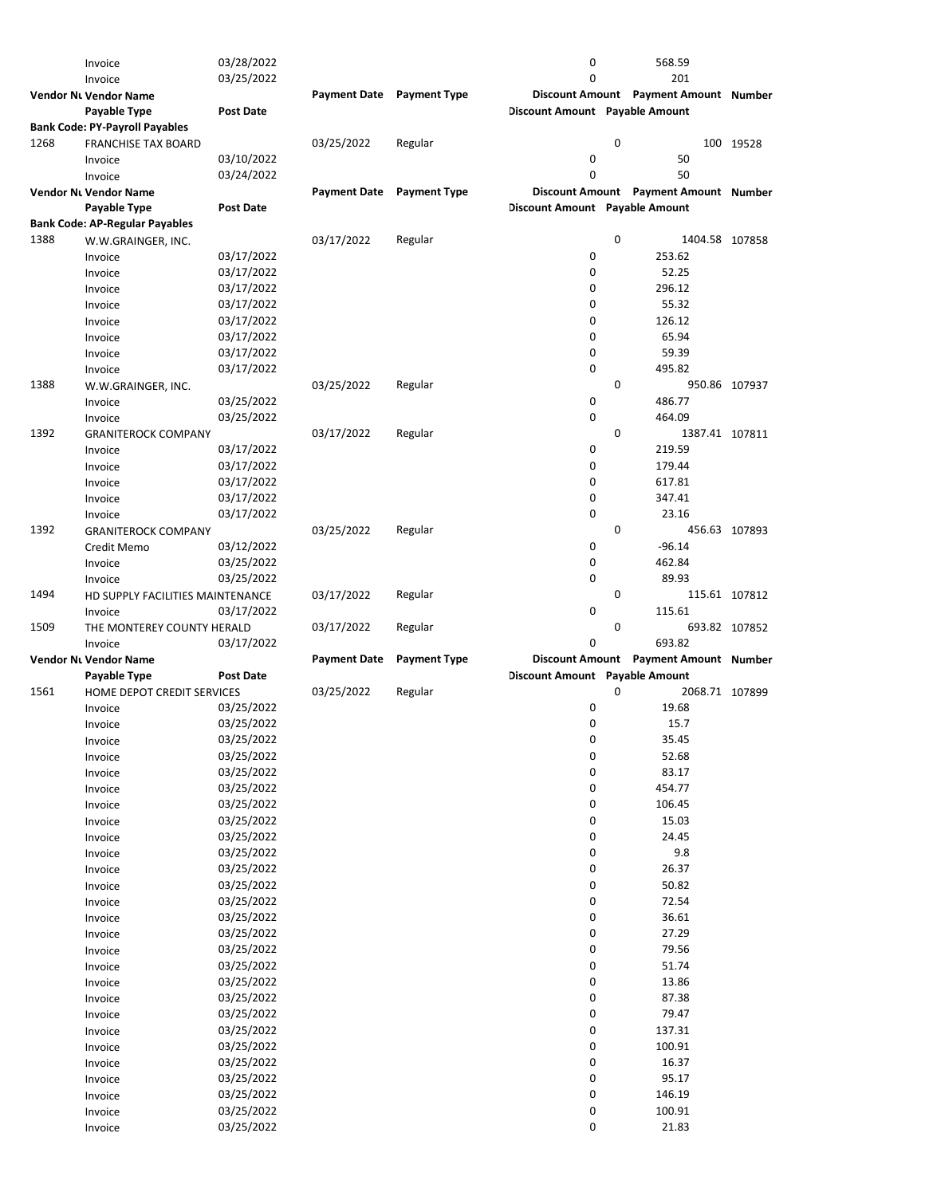| Vendor Nu | Vendor Name | | Payment Date | Payment Type | Discount Amount | Payment Amount | Number |
|---|---|---|---|---|---|---|---|
| | Invoice | 03/28/2022 | | | 0 | 568.59 | |
| | Invoice | 03/25/2022 | | | 0 | 201 | |
| **Vendor Nu** | **Vendor Name** | | **Payment Date** | **Payment Type** | **Discount Amount** | **Payment Amount** | **Number** |
| | **Payable Type** | **Post Date** | | | **Discount Amount** | **Payable Amount** | |
| **Bank Code: PY-Payroll Payables** | | | | | | | |
| 1268 | FRANCHISE TAX BOARD | | 03/25/2022 | Regular | 0 | 100 | 19528 |
| | Invoice | 03/10/2022 | | | 0 | 50 | |
| | Invoice | 03/24/2022 | | | 0 | 50 | |
| **Vendor Nu** | **Vendor Name** | | **Payment Date** | **Payment Type** | **Discount Amount** | **Payment Amount** | **Number** |
| | **Payable Type** | **Post Date** | | | **Discount Amount** | **Payable Amount** | |
| **Bank Code: AP-Regular Payables** | | | | | | | |
| 1388 | W.W.GRAINGER, INC. | | 03/17/2022 | Regular | 0 | 1404.58 | 107858 |
| | Invoice | 03/17/2022 | | | 0 | 253.62 | |
| | Invoice | 03/17/2022 | | | 0 | 52.25 | |
| | Invoice | 03/17/2022 | | | 0 | 296.12 | |
| | Invoice | 03/17/2022 | | | 0 | 55.32 | |
| | Invoice | 03/17/2022 | | | 0 | 126.12 | |
| | Invoice | 03/17/2022 | | | 0 | 65.94 | |
| | Invoice | 03/17/2022 | | | 0 | 59.39 | |
| | Invoice | 03/17/2022 | | | 0 | 495.82 | |
| 1388 | W.W.GRAINGER, INC. | | 03/25/2022 | Regular | 0 | 950.86 | 107937 |
| | Invoice | 03/25/2022 | | | 0 | 486.77 | |
| | Invoice | 03/25/2022 | | | 0 | 464.09 | |
| 1392 | GRANITEROCK COMPANY | | 03/17/2022 | Regular | 0 | 1387.41 | 107811 |
| | Invoice | 03/17/2022 | | | 0 | 219.59 | |
| | Invoice | 03/17/2022 | | | 0 | 179.44 | |
| | Invoice | 03/17/2022 | | | 0 | 617.81 | |
| | Invoice | 03/17/2022 | | | 0 | 347.41 | |
| | Invoice | 03/17/2022 | | | 0 | 23.16 | |
| 1392 | GRANITEROCK COMPANY | | 03/25/2022 | Regular | 0 | 456.63 | 107893 |
| | Credit Memo | 03/12/2022 | | | 0 | -96.14 | |
| | Invoice | 03/25/2022 | | | 0 | 462.84 | |
| | Invoice | 03/25/2022 | | | 0 | 89.93 | |
| 1494 | HD SUPPLY FACILITIES MAINTENANCE | | 03/17/2022 | Regular | 0 | 115.61 | 107812 |
| | Invoice | 03/17/2022 | | | 0 | 115.61 | |
| 1509 | THE MONTEREY COUNTY HERALD | | 03/17/2022 | Regular | 0 | 693.82 | 107852 |
| | Invoice | 03/17/2022 | | | 0 | 693.82 | |
| **Vendor Nu** | **Vendor Name** | | **Payment Date** | **Payment Type** | **Discount Amount** | **Payment Amount** | **Number** |
| | **Payable Type** | **Post Date** | | | **Discount Amount** | **Payable Amount** | |
| 1561 | HOME DEPOT CREDIT SERVICES | | 03/25/2022 | Regular | 0 | 2068.71 | 107899 |
| | Invoice | 03/25/2022 | | | 0 | 19.68 | |
| | Invoice | 03/25/2022 | | | 0 | 15.7 | |
| | Invoice | 03/25/2022 | | | 0 | 35.45 | |
| | Invoice | 03/25/2022 | | | 0 | 52.68 | |
| | Invoice | 03/25/2022 | | | 0 | 83.17 | |
| | Invoice | 03/25/2022 | | | 0 | 454.77 | |
| | Invoice | 03/25/2022 | | | 0 | 106.45 | |
| | Invoice | 03/25/2022 | | | 0 | 15.03 | |
| | Invoice | 03/25/2022 | | | 0 | 24.45 | |
| | Invoice | 03/25/2022 | | | 0 | 9.8 | |
| | Invoice | 03/25/2022 | | | 0 | 26.37 | |
| | Invoice | 03/25/2022 | | | 0 | 50.82 | |
| | Invoice | 03/25/2022 | | | 0 | 72.54 | |
| | Invoice | 03/25/2022 | | | 0 | 36.61 | |
| | Invoice | 03/25/2022 | | | 0 | 27.29 | |
| | Invoice | 03/25/2022 | | | 0 | 79.56 | |
| | Invoice | 03/25/2022 | | | 0 | 51.74 | |
| | Invoice | 03/25/2022 | | | 0 | 13.86 | |
| | Invoice | 03/25/2022 | | | 0 | 87.38 | |
| | Invoice | 03/25/2022 | | | 0 | 79.47 | |
| | Invoice | 03/25/2022 | | | 0 | 137.31 | |
| | Invoice | 03/25/2022 | | | 0 | 100.91 | |
| | Invoice | 03/25/2022 | | | 0 | 16.37 | |
| | Invoice | 03/25/2022 | | | 0 | 95.17 | |
| | Invoice | 03/25/2022 | | | 0 | 146.19 | |
| | Invoice | 03/25/2022 | | | 0 | 100.91 | |
| | Invoice | 03/25/2022 | | | 0 | 21.83 | |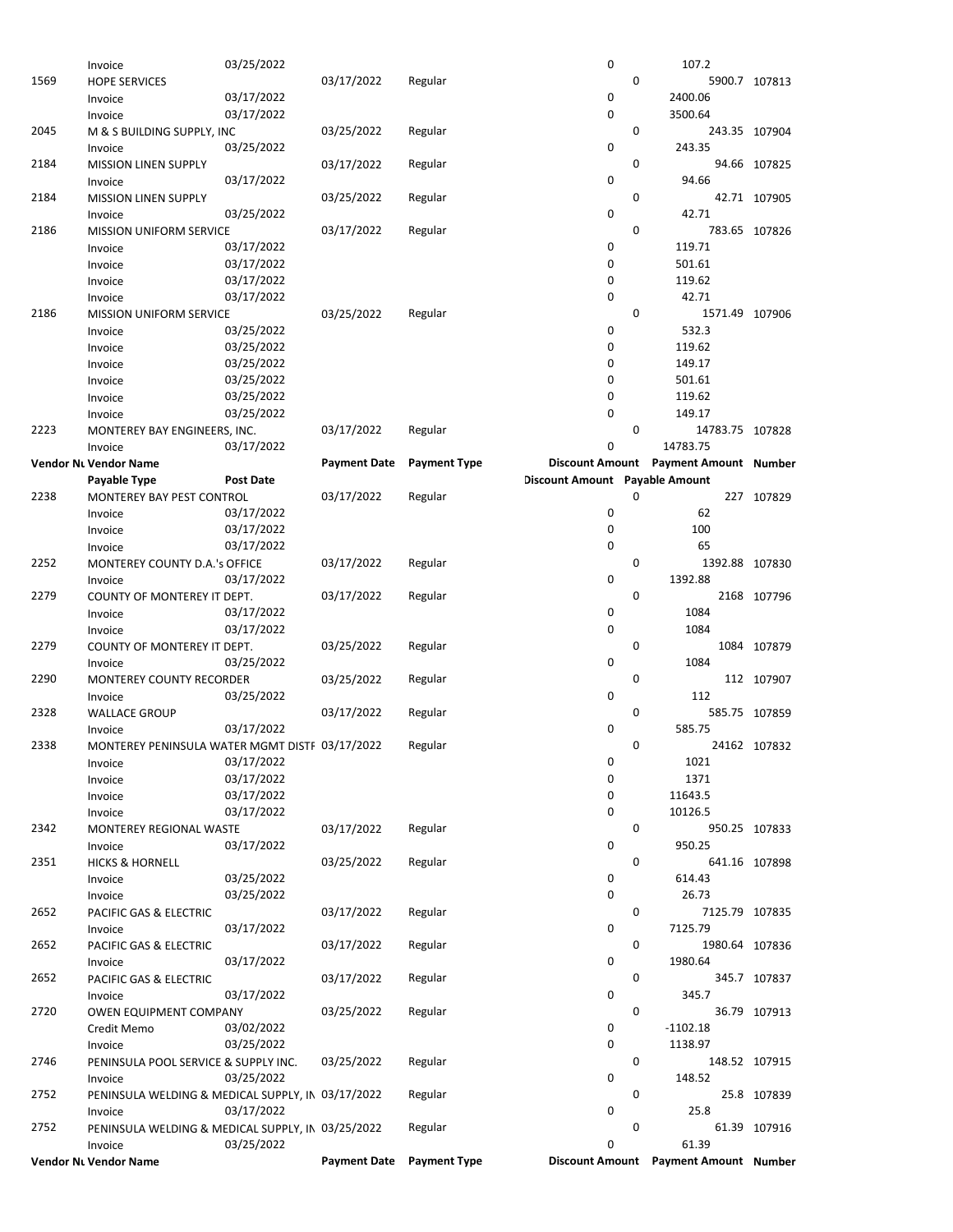| Vendor Number | Vendor Name | | Payment Date | Payment Type | Discount Amount | Payment Amount | Number |
|---|---|---|---|---|---|---|---|
| | Payable Type | Post Date | | | Discount Amount | Payable Amount | |
| | Invoice | 03/25/2022 | | | 0 | 107.2 | |
| 1569 | HOPE SERVICES | | 03/17/2022 | Regular | 0 | 5900.7 | 107813 |
| | Invoice | 03/17/2022 | | | 0 | 2400.06 | |
| | Invoice | 03/17/2022 | | | 0 | 3500.64 | |
| 2045 | M & S BUILDING SUPPLY, INC | | 03/25/2022 | Regular | 0 | 243.35 | 107904 |
| | Invoice | 03/25/2022 | | | 0 | 243.35 | |
| 2184 | MISSION LINEN SUPPLY | | 03/17/2022 | Regular | 0 | 94.66 | 107825 |
| | Invoice | 03/17/2022 | | | 0 | 94.66 | |
| 2184 | MISSION LINEN SUPPLY | | 03/25/2022 | Regular | 0 | 42.71 | 107905 |
| | Invoice | 03/25/2022 | | | 0 | 42.71 | |
| 2186 | MISSION UNIFORM SERVICE | | 03/17/2022 | Regular | 0 | 783.65 | 107826 |
| | Invoice | 03/17/2022 | | | 0 | 119.71 | |
| | Invoice | 03/17/2022 | | | 0 | 501.61 | |
| | Invoice | 03/17/2022 | | | 0 | 119.62 | |
| | Invoice | 03/17/2022 | | | 0 | 42.71 | |
| 2186 | MISSION UNIFORM SERVICE | | 03/25/2022 | Regular | 0 | 1571.49 | 107906 |
| | Invoice | 03/25/2022 | | | 0 | 532.3 | |
| | Invoice | 03/25/2022 | | | 0 | 119.62 | |
| | Invoice | 03/25/2022 | | | 0 | 149.17 | |
| | Invoice | 03/25/2022 | | | 0 | 501.61 | |
| | Invoice | 03/25/2022 | | | 0 | 119.62 | |
| | Invoice | 03/25/2022 | | | 0 | 149.17 | |
| 2223 | MONTEREY BAY ENGINEERS, INC. | | 03/17/2022 | Regular | 0 | 14783.75 | 107828 |
| | Invoice | 03/17/2022 | | | 0 | 14783.75 | |
| 2238 | MONTEREY BAY PEST CONTROL | | 03/17/2022 | Regular | 0 | 227 | 107829 |
| | Invoice | 03/17/2022 | | | 0 | 62 | |
| | Invoice | 03/17/2022 | | | 0 | 100 | |
| | Invoice | 03/17/2022 | | | 0 | 65 | |
| 2252 | MONTEREY COUNTY D.A.'s OFFICE | | 03/17/2022 | Regular | 0 | 1392.88 | 107830 |
| | Invoice | 03/17/2022 | | | 0 | 1392.88 | |
| 2279 | COUNTY OF MONTEREY IT DEPT. | | 03/17/2022 | Regular | 0 | 2168 | 107796 |
| | Invoice | 03/17/2022 | | | 0 | 1084 | |
| | Invoice | 03/17/2022 | | | 0 | 1084 | |
| 2279 | COUNTY OF MONTEREY IT DEPT. | | 03/25/2022 | Regular | 0 | 1084 | 107879 |
| | Invoice | 03/25/2022 | | | 0 | 1084 | |
| 2290 | MONTEREY COUNTY RECORDER | | 03/25/2022 | Regular | 0 | 112 | 107907 |
| | Invoice | 03/25/2022 | | | 0 | 112 | |
| 2328 | WALLACE GROUP | | 03/17/2022 | Regular | 0 | 585.75 | 107859 |
| | Invoice | 03/17/2022 | | | 0 | 585.75 | |
| 2338 | MONTEREY PENINSULA WATER MGMT DISTF | | 03/17/2022 | Regular | 0 | 24162 | 107832 |
| | Invoice | 03/17/2022 | | | 0 | 1021 | |
| | Invoice | 03/17/2022 | | | 0 | 1371 | |
| | Invoice | 03/17/2022 | | | 0 | 11643.5 | |
| | Invoice | 03/17/2022 | | | 0 | 10126.5 | |
| 2342 | MONTEREY REGIONAL WASTE | | 03/17/2022 | Regular | 0 | 950.25 | 107833 |
| | Invoice | 03/17/2022 | | | 0 | 950.25 | |
| 2351 | HICKS & HORNELL | | 03/25/2022 | Regular | 0 | 641.16 | 107898 |
| | Invoice | 03/25/2022 | | | 0 | 614.43 | |
| | Invoice | 03/25/2022 | | | 0 | 26.73 | |
| 2652 | PACIFIC GAS & ELECTRIC | | 03/17/2022 | Regular | 0 | 7125.79 | 107835 |
| | Invoice | 03/17/2022 | | | 0 | 7125.79 | |
| 2652 | PACIFIC GAS & ELECTRIC | | 03/17/2022 | Regular | 0 | 1980.64 | 107836 |
| | Invoice | 03/17/2022 | | | 0 | 1980.64 | |
| 2652 | PACIFIC GAS & ELECTRIC | | 03/17/2022 | Regular | 0 | 345.7 | 107837 |
| | Invoice | 03/17/2022 | | | 0 | 345.7 | |
| 2720 | OWEN EQUIPMENT COMPANY | | 03/25/2022 | Regular | 0 | 36.79 | 107913 |
| | Credit Memo | 03/02/2022 | | | 0 | -1102.18 | |
| | Invoice | 03/25/2022 | | | 0 | 1138.97 | |
| 2746 | PENINSULA POOL SERVICE & SUPPLY INC. | | 03/25/2022 | Regular | 0 | 148.52 | 107915 |
| | Invoice | 03/25/2022 | | | 0 | 148.52 | |
| 2752 | PENINSULA WELDING & MEDICAL SUPPLY, IN | | 03/17/2022 | Regular | 0 | 25.8 | 107839 |
| | Invoice | 03/17/2022 | | | 0 | 25.8 | |
| 2752 | PENINSULA WELDING & MEDICAL SUPPLY, IN | | 03/25/2022 | Regular | 0 | 61.39 | 107916 |
| | Invoice | 03/25/2022 | | | 0 | 61.39 | |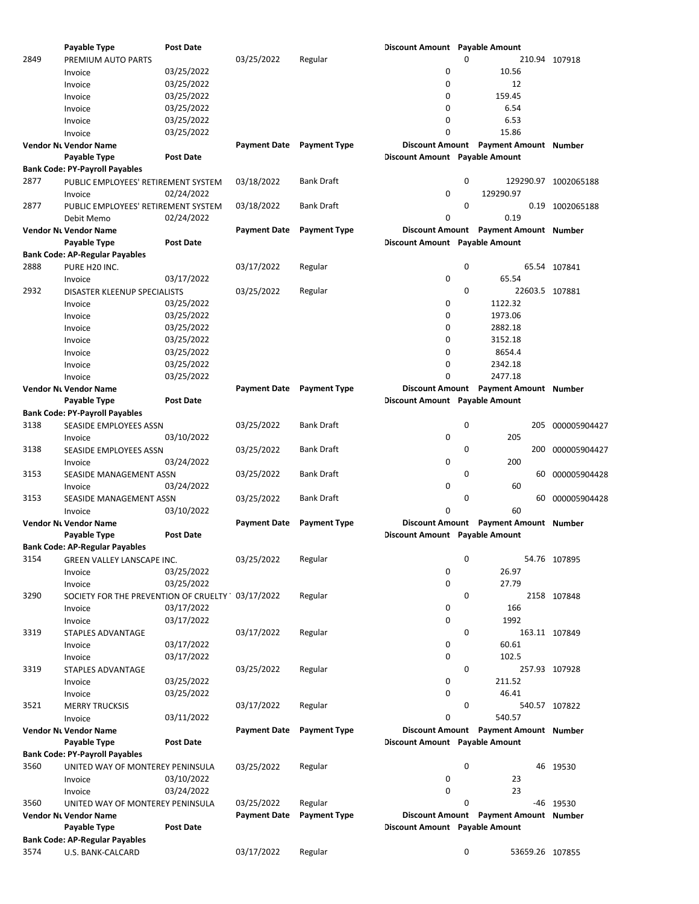| Vendor Number | Vendor Name | Payment Date | Payment Type | Discount Amount | Payment Amount | Number |
|---|---|---|---|---|---|---|
| | Payable Type | Post Date | | Discount Amount | Payable Amount | |
| 2849 | PREMIUM AUTO PARTS | 03/25/2022 | Regular | 0 | 210.94 | 107918 |
| | Invoice | 03/25/2022 | | 0 | 10.56 | |
| | Invoice | 03/25/2022 | | 0 | 12 | |
| | Invoice | 03/25/2022 | | 0 | 159.45 | |
| | Invoice | 03/25/2022 | | 0 | 6.54 | |
| | Invoice | 03/25/2022 | | 0 | 6.53 | |
| | Invoice | 03/25/2022 | | 0 | 15.86 | |

| Vendor Nu | Vendor Name | Payment Date | Payment Type | Discount Amount | Payment Amount | Number |
|---|---|---|---|---|---|---|
| | Payable Type | Post Date | | Discount Amount | Payable Amount | |
| **Bank Code: PY-Payroll Payables** | | | | | | |
| 2877 | PUBLIC EMPLOYEES' RETIREMENT SYSTEM | 03/18/2022 | Bank Draft | 0 | 129290.97 | 1002065188 |
| | Invoice | 02/24/2022 | | 0 | 129290.97 | |
| 2877 | PUBLIC EMPLOYEES' RETIREMENT SYSTEM | 03/18/2022 | Bank Draft | 0 | 0.19 | 1002065188 |
| | Debit Memo | 02/24/2022 | | 0 | 0.19 | |

| Vendor Nu | Vendor Name | Payment Date | Payment Type | Discount Amount | Payment Amount | Number |
|---|---|---|---|---|---|---|
| | Payable Type | Post Date | | Discount Amount | Payable Amount | |
| **Bank Code: AP-Regular Payables** | | | | | | |
| 2888 | PURE H20 INC. | 03/17/2022 | Regular | 0 | 65.54 | 107841 |
| | Invoice | 03/17/2022 | | 0 | 65.54 | |
| 2932 | DISASTER KLEENUP SPECIALISTS | 03/25/2022 | Regular | 0 | 22603.5 | 107881 |
| | Invoice | 03/25/2022 | | 0 | 1122.32 | |
| | Invoice | 03/25/2022 | | 0 | 1973.06 | |
| | Invoice | 03/25/2022 | | 0 | 2882.18 | |
| | Invoice | 03/25/2022 | | 0 | 3152.18 | |
| | Invoice | 03/25/2022 | | 0 | 8654.4 | |
| | Invoice | 03/25/2022 | | 0 | 2342.18 | |
| | Invoice | 03/25/2022 | | 0 | 2477.18 | |

| Vendor Nu | Vendor Name | Payment Date | Payment Type | Discount Amount | Payment Amount | Number |
|---|---|---|---|---|---|---|
| | Payable Type | Post Date | | Discount Amount | Payable Amount | |
| **Bank Code: PY-Payroll Payables** | | | | | | |
| 3138 | SEASIDE EMPLOYEES ASSN | 03/25/2022 | Bank Draft | 0 | 205 | 000005904427 |
| | Invoice | 03/10/2022 | | 0 | 205 | |
| 3138 | SEASIDE EMPLOYEES ASSN | 03/25/2022 | Bank Draft | 0 | 200 | 000005904427 |
| | Invoice | 03/24/2022 | | 0 | 200 | |
| 3153 | SEASIDE MANAGEMENT ASSN | 03/25/2022 | Bank Draft | 0 | 60 | 000005904428 |
| | Invoice | 03/24/2022 | | 0 | 60 | |
| 3153 | SEASIDE MANAGEMENT ASSN | 03/25/2022 | Bank Draft | 0 | 60 | 000005904428 |
| | Invoice | 03/10/2022 | | 0 | 60 | |

| Vendor Nu | Vendor Name | Payment Date | Payment Type | Discount Amount | Payment Amount | Number |
|---|---|---|---|---|---|---|
| | Payable Type | Post Date | | Discount Amount | Payable Amount | |
| **Bank Code: AP-Regular Payables** | | | | | | |
| 3154 | GREEN VALLEY LANSCAPE INC. | 03/25/2022 | Regular | 0 | 54.76 | 107895 |
| | Invoice | 03/25/2022 | | 0 | 26.97 | |
| | Invoice | 03/25/2022 | | 0 | 27.79 | |
| 3290 | SOCIETY FOR THE PREVENTION OF CRUELTY | 03/17/2022 | Regular | 0 | 2158 | 107848 |
| | Invoice | 03/17/2022 | | 0 | 166 | |
| | Invoice | 03/17/2022 | | 0 | 1992 | |
| 3319 | STAPLES ADVANTAGE | 03/17/2022 | Regular | 0 | 163.11 | 107849 |
| | Invoice | 03/17/2022 | | 0 | 60.61 | |
| | Invoice | 03/17/2022 | | 0 | 102.5 | |
| 3319 | STAPLES ADVANTAGE | 03/25/2022 | Regular | 0 | 257.93 | 107928 |
| | Invoice | 03/25/2022 | | 0 | 211.52 | |
| | Invoice | 03/25/2022 | | 0 | 46.41 | |
| 3521 | MERRY TRUCKSIS | 03/17/2022 | Regular | 0 | 540.57 | 107822 |
| | Invoice | 03/11/2022 | | 0 | 540.57 | |

| Vendor Nu | Vendor Name | Payment Date | Payment Type | Discount Amount | Payment Amount | Number |
|---|---|---|---|---|---|---|
| | Payable Type | Post Date | | Discount Amount | Payable Amount | |
| **Bank Code: PY-Payroll Payables** | | | | | | |
| 3560 | UNITED WAY OF MONTEREY PENINSULA | 03/25/2022 | Regular | 0 | 46 | 19530 |
| | Invoice | 03/10/2022 | | 0 | 23 | |
| | Invoice | 03/24/2022 | | 0 | 23 | |
| 3560 | UNITED WAY OF MONTEREY PENINSULA | 03/25/2022 | Regular | 0 | -46 | 19530 |

| Vendor Nu | Vendor Name | Payment Date | Payment Type | Discount Amount | Payment Amount | Number |
|---|---|---|---|---|---|---|
| | Payable Type | Post Date | | Discount Amount | Payable Amount | |
| **Bank Code: AP-Regular Payables** | | | | | | |
| 3574 | U.S. BANK-CALCARD | 03/17/2022 | Regular | 0 | 53659.26 | 107855 |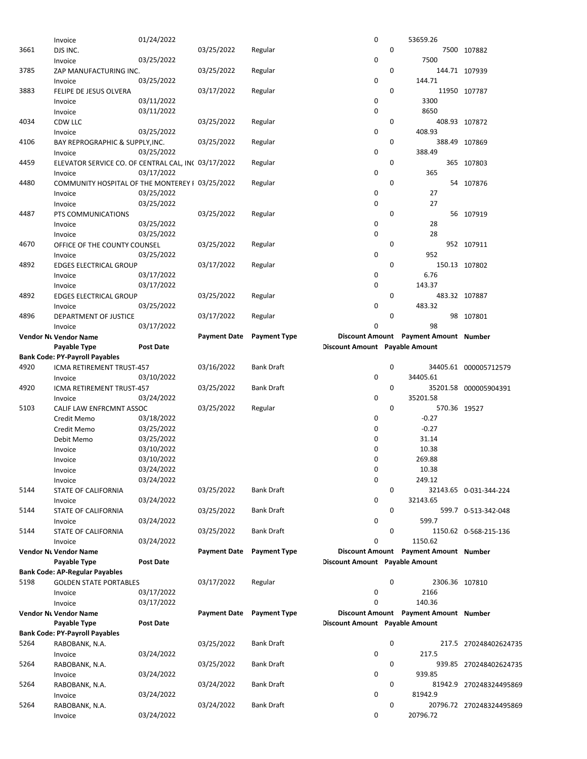| Vendor Number | Vendor Name | | Payment Date | Payment Type | Discount Amount | Payment Amount | Number |
|---|---|---|---|---|---|---|---|
| | Payable Type | Post Date | | | Discount Amount | Payable Amount | |
| | Invoice | 01/24/2022 | | | 0 | 53659.26 | |
| 3661 | DJS INC. | | 03/25/2022 | Regular | 0 | 7500 | 107882 |
| | Invoice | 03/25/2022 | | | 0 | 7500 | |
| 3785 | ZAP MANUFACTURING INC. | | 03/25/2022 | Regular | 0 | 144.71 | 107939 |
| | Invoice | 03/25/2022 | | | 0 | 144.71 | |
| 3883 | FELIPE DE JESUS OLVERA | | 03/17/2022 | Regular | 0 | 11950 | 107787 |
| | Invoice | 03/11/2022 | | | 0 | 3300 | |
| | Invoice | 03/11/2022 | | | 0 | 8650 | |
| 4034 | CDW LLC | | 03/25/2022 | Regular | 0 | 408.93 | 107872 |
| | Invoice | 03/25/2022 | | | 0 | 408.93 | |
| 4106 | BAY REPROGRAPHIC & SUPPLY,INC. | | 03/25/2022 | Regular | 0 | 388.49 | 107869 |
| | Invoice | 03/25/2022 | | | 0 | 388.49 | |
| 4459 | ELEVATOR SERVICE CO. OF CENTRAL CAL, IN( | | 03/17/2022 | Regular | 0 | 365 | 107803 |
| | Invoice | 03/17/2022 | | | 0 | 365 | |
| 4480 | COMMUNITY HOSPITAL OF THE MONTEREY I | | 03/25/2022 | Regular | 0 | 54 | 107876 |
| | Invoice | 03/25/2022 | | | 0 | 27 | |
| | Invoice | 03/25/2022 | | | 0 | 27 | |
| 4487 | PTS COMMUNICATIONS | | 03/25/2022 | Regular | 0 | 56 | 107919 |
| | Invoice | 03/25/2022 | | | 0 | 28 | |
| | Invoice | 03/25/2022 | | | 0 | 28 | |
| 4670 | OFFICE OF THE COUNTY COUNSEL | | 03/25/2022 | Regular | 0 | 952 | 107911 |
| | Invoice | 03/25/2022 | | | 0 | 952 | |
| 4892 | EDGES ELECTRICAL GROUP | | 03/17/2022 | Regular | 0 | 150.13 | 107802 |
| | Invoice | 03/17/2022 | | | 0 | 6.76 | |
| | Invoice | 03/17/2022 | | | 0 | 143.37 | |
| 4892 | EDGES ELECTRICAL GROUP | | 03/25/2022 | Regular | 0 | 483.32 | 107887 |
| | Invoice | 03/25/2022 | | | 0 | 483.32 | |
| 4896 | DEPARTMENT OF JUSTICE | | 03/17/2022 | Regular | 0 | 98 | 107801 |
| | Invoice | 03/17/2022 | | | 0 | 98 | |

| Vendor Nu | Vendor Name | | Payment Date | Payment Type | Discount Amount | Payment Amount | Number |
|---|---|---|---|---|---|---|---|
| | Payable Type | Post Date | | | Discount Amount | Payable Amount | |
| **Bank Code: PY-Payroll Payables** | | | | | | | |
| 4920 | ICMA RETIREMENT TRUST-457 | | 03/16/2022 | Bank Draft | 0 | 34405.61 | 000005712579 |
| | Invoice | 03/10/2022 | | | 0 | 34405.61 | |
| 4920 | ICMA RETIREMENT TRUST-457 | | 03/25/2022 | Bank Draft | 0 | 35201.58 | 000005904391 |
| | Invoice | 03/24/2022 | | | 0 | 35201.58 | |
| 5103 | CALIF LAW ENFRCMNT ASSOC | | 03/25/2022 | Regular | 0 | 570.36 | 19527 |
| | Credit Memo | 03/18/2022 | | | 0 | -0.27 | |
| | Credit Memo | 03/25/2022 | | | 0 | -0.27 | |
| | Debit Memo | 03/25/2022 | | | 0 | 31.14 | |
| | Invoice | 03/10/2022 | | | 0 | 10.38 | |
| | Invoice | 03/10/2022 | | | 0 | 269.88 | |
| | Invoice | 03/24/2022 | | | 0 | 10.38 | |
| | Invoice | 03/24/2022 | | | 0 | 249.12 | |
| 5144 | STATE OF CALIFORNIA | | 03/25/2022 | Bank Draft | 0 | 32143.65 | 0-031-344-224 |
| | Invoice | 03/24/2022 | | | 0 | 32143.65 | |
| 5144 | STATE OF CALIFORNIA | | 03/25/2022 | Bank Draft | 0 | 599.7 | 0-513-342-048 |
| | Invoice | 03/24/2022 | | | 0 | 599.7 | |
| 5144 | STATE OF CALIFORNIA | | 03/25/2022 | Bank Draft | 0 | 1150.62 | 0-568-215-136 |
| | Invoice | 03/24/2022 | | | 0 | 1150.62 | |

| Vendor Nu | Vendor Name | | Payment Date | Payment Type | Discount Amount | Payment Amount | Number |
|---|---|---|---|---|---|---|---|
| | Payable Type | Post Date | | | Discount Amount | Payable Amount | |
| **Bank Code: AP-Regular Payables** | | | | | | | |
| 5198 | GOLDEN STATE PORTABLES | | 03/17/2022 | Regular | 0 | 2306.36 | 107810 |
| | Invoice | 03/17/2022 | | | 0 | 2166 | |
| | Invoice | 03/17/2022 | | | 0 | 140.36 | |

| Vendor Nu | Vendor Name | | Payment Date | Payment Type | Discount Amount | Payment Amount | Number |
|---|---|---|---|---|---|---|---|
| | Payable Type | Post Date | | | Discount Amount | Payable Amount | |
| **Bank Code: PY-Payroll Payables** | | | | | | | |
| 5264 | RABOBANK, N.A. | | 03/25/2022 | Bank Draft | 0 | 217.5 | 270248402624735 |
| | Invoice | 03/24/2022 | | | 0 | 217.5 | |
| 5264 | RABOBANK, N.A. | | 03/25/2022 | Bank Draft | 0 | 939.85 | 270248402624735 |
| | Invoice | 03/24/2022 | | | 0 | 939.85 | |
| 5264 | RABOBANK, N.A. | | 03/24/2022 | Bank Draft | 0 | 81942.9 | 270248324495869 |
| | Invoice | 03/24/2022 | | | 0 | 81942.9 | |
| 5264 | RABOBANK, N.A. | | 03/24/2022 | Bank Draft | 0 | 20796.72 | 270248324495869 |
| | Invoice | 03/24/2022 | | | 0 | 20796.72 | |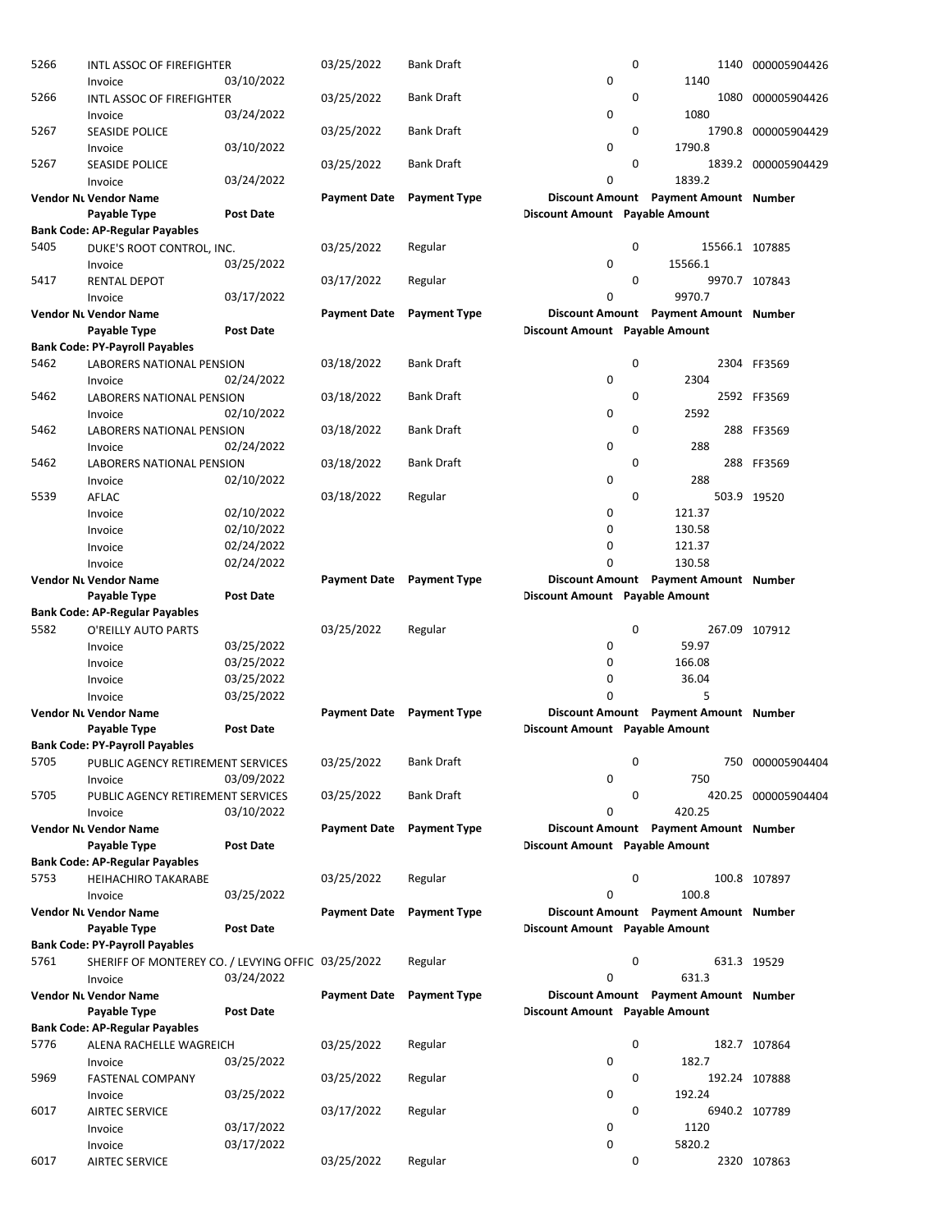| Vendor Number | Vendor Name | | Payment Date | Payment Type | Discount Amount | Payment Amount | Number |
|---|---|---|---|---|---|---|---|
| | Payable Type | Post Date | | | Discount Amount | Payable Amount | |
| 5266 | INTL ASSOC OF FIREFIGHTER | | 03/25/2022 | Bank Draft | 0 | 1140 | 000005904426 |
| | Invoice | 03/10/2022 | | | 0 | 1140 | |
| 5266 | INTL ASSOC OF FIREFIGHTER | | 03/25/2022 | Bank Draft | 0 | 1080 | 000005904426 |
| | Invoice | 03/24/2022 | | | 0 | 1080 | |
| 5267 | SEASIDE POLICE | | 03/25/2022 | Bank Draft | 0 | 1790.8 | 000005904429 |
| | Invoice | 03/10/2022 | | | 0 | 1790.8 | |
| 5267 | SEASIDE POLICE | | 03/25/2022 | Bank Draft | 0 | 1839.2 | 000005904429 |
| | Invoice | 03/24/2022 | | | 0 | 1839.2 | |

| Vendor Number | Vendor Name | | Payment Date | Payment Type | Discount Amount | Payment Amount | Number |
|---|---|---|---|---|---|---|---|
| | Payable Type | Post Date | | | Discount Amount | Payable Amount | |
| **Bank Code: AP-Regular Payables** | | | | | | | |
| 5405 | DUKE'S ROOT CONTROL, INC. | | 03/25/2022 | Regular | 0 | 15566.1 | 107885 |
| | Invoice | 03/25/2022 | | | 0 | 15566.1 | |
| 5417 | RENTAL DEPOT | | 03/17/2022 | Regular | 0 | 9970.7 | 107843 |
| | Invoice | 03/17/2022 | | | 0 | 9970.7 | |

| Vendor Number | Vendor Name | | Payment Date | Payment Type | Discount Amount | Payment Amount | Number |
|---|---|---|---|---|---|---|---|
| | Payable Type | Post Date | | | Discount Amount | Payable Amount | |
| **Bank Code: PY-Payroll Payables** | | | | | | | |
| 5462 | LABORERS NATIONAL PENSION | | 03/18/2022 | Bank Draft | 0 | 2304 | FF3569 |
| | Invoice | 02/24/2022 | | | 0 | 2304 | |
| 5462 | LABORERS NATIONAL PENSION | | 03/18/2022 | Bank Draft | 0 | 2592 | FF3569 |
| | Invoice | 02/10/2022 | | | 0 | 2592 | |
| 5462 | LABORERS NATIONAL PENSION | | 03/18/2022 | Bank Draft | 0 | 288 | FF3569 |
| | Invoice | 02/24/2022 | | | 0 | 288 | |
| 5462 | LABORERS NATIONAL PENSION | | 03/18/2022 | Bank Draft | 0 | 288 | FF3569 |
| | Invoice | 02/10/2022 | | | 0 | 288 | |
| 5539 | AFLAC | | 03/18/2022 | Regular | 0 | 503.9 | 19520 |
| | Invoice | 02/10/2022 | | | 0 | 121.37 | |
| | Invoice | 02/10/2022 | | | 0 | 130.58 | |
| | Invoice | 02/24/2022 | | | 0 | 121.37 | |
| | Invoice | 02/24/2022 | | | 0 | 130.58 | |

| Vendor Number | Vendor Name | | Payment Date | Payment Type | Discount Amount | Payment Amount | Number |
|---|---|---|---|---|---|---|---|
| | Payable Type | Post Date | | | Discount Amount | Payable Amount | |
| **Bank Code: AP-Regular Payables** | | | | | | | |
| 5582 | O'REILLY AUTO PARTS | | 03/25/2022 | Regular | 0 | 267.09 | 107912 |
| | Invoice | 03/25/2022 | | | 0 | 59.97 | |
| | Invoice | 03/25/2022 | | | 0 | 166.08 | |
| | Invoice | 03/25/2022 | | | 0 | 36.04 | |
| | Invoice | 03/25/2022 | | | 0 | 5 | |

| Vendor Number | Vendor Name | | Payment Date | Payment Type | Discount Amount | Payment Amount | Number |
|---|---|---|---|---|---|---|---|
| | Payable Type | Post Date | | | Discount Amount | Payable Amount | |
| **Bank Code: PY-Payroll Payables** | | | | | | | |
| 5705 | PUBLIC AGENCY RETIREMENT SERVICES | | 03/25/2022 | Bank Draft | 0 | 750 | 000005904404 |
| | Invoice | 03/09/2022 | | | 0 | 750 | |
| 5705 | PUBLIC AGENCY RETIREMENT SERVICES | | 03/25/2022 | Bank Draft | 0 | 420.25 | 000005904404 |
| | Invoice | 03/10/2022 | | | 0 | 420.25 | |

| Vendor Number | Vendor Name | | Payment Date | Payment Type | Discount Amount | Payment Amount | Number |
|---|---|---|---|---|---|---|---|
| | Payable Type | Post Date | | | Discount Amount | Payable Amount | |
| **Bank Code: AP-Regular Payables** | | | | | | | |
| 5753 | HEIHACHIRO TAKARABE | | 03/25/2022 | Regular | 0 | 100.8 | 107897 |
| | Invoice | 03/25/2022 | | | 0 | 100.8 | |

| Vendor Number | Vendor Name | | Payment Date | Payment Type | Discount Amount | Payment Amount | Number |
|---|---|---|---|---|---|---|---|
| | Payable Type | Post Date | | | Discount Amount | Payable Amount | |
| **Bank Code: PY-Payroll Payables** | | | | | | | |
| 5761 | SHERIFF OF MONTEREY CO. / LEVYING OFFIC | | 03/25/2022 | Regular | 0 | 631.3 | 19529 |
| | Invoice | 03/24/2022 | | | 0 | 631.3 | |

| Vendor Number | Vendor Name | | Payment Date | Payment Type | Discount Amount | Payment Amount | Number |
|---|---|---|---|---|---|---|---|
| | Payable Type | Post Date | | | Discount Amount | Payable Amount | |
| **Bank Code: AP-Regular Payables** | | | | | | | |
| 5776 | ALENA RACHELLE WAGREICH | | 03/25/2022 | Regular | 0 | 182.7 | 107864 |
| | Invoice | 03/25/2022 | | | 0 | 182.7 | |
| 5969 | FASTENAL COMPANY | | 03/25/2022 | Regular | 0 | 192.24 | 107888 |
| | Invoice | 03/25/2022 | | | 0 | 192.24 | |
| 6017 | AIRTEC SERVICE | | 03/17/2022 | Regular | 0 | 6940.2 | 107789 |
| | Invoice | 03/17/2022 | | | 0 | 1120 | |
| | Invoice | 03/17/2022 | | | 0 | 5820.2 | |
| 6017 | AIRTEC SERVICE | | 03/25/2022 | Regular | 0 | 2320 | 107863 |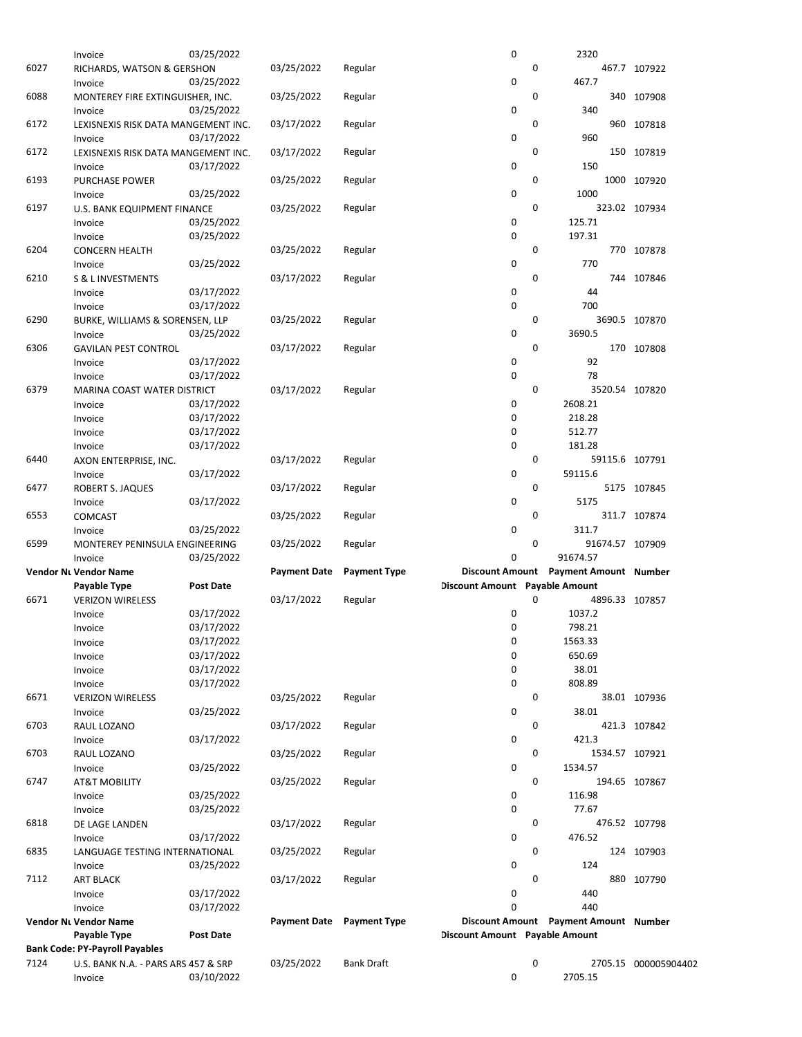| Vendor Number | Vendor Name | | Payment Date | Payment Type | Discount Amount | Payment Amount | Number |
|---|---|---|---|---|---|---|---|
| | Payable Type | Post Date | | | Discount Amount | Payable Amount | |
| | Invoice | 03/25/2022 | | | 0 | 2320 | |
| 6027 | RICHARDS, WATSON & GERSHON | | 03/25/2022 | Regular | 0 | 467.7 | 107922 |
| | Invoice | 03/25/2022 | | | 0 | 467.7 | |
| 6088 | MONTEREY FIRE EXTINGUISHER, INC. | | 03/25/2022 | Regular | 0 | 340 | 107908 |
| | Invoice | 03/25/2022 | | | 0 | 340 | |
| 6172 | LEXISNEXIS RISK DATA MANGEMENT INC. | | 03/17/2022 | Regular | 0 | 960 | 107818 |
| | Invoice | 03/17/2022 | | | 0 | 960 | |
| 6172 | LEXISNEXIS RISK DATA MANGEMENT INC. | | 03/17/2022 | Regular | 0 | 150 | 107819 |
| | Invoice | 03/17/2022 | | | 0 | 150 | |
| 6193 | PURCHASE POWER | | 03/25/2022 | Regular | 0 | 1000 | 107920 |
| | Invoice | 03/25/2022 | | | 0 | 1000 | |
| 6197 | U.S. BANK EQUIPMENT FINANCE | | 03/25/2022 | Regular | 0 | 323.02 | 107934 |
| | Invoice | 03/25/2022 | | | 0 | 125.71 | |
| | Invoice | 03/25/2022 | | | 0 | 197.31 | |
| 6204 | CONCERN HEALTH | | 03/25/2022 | Regular | 0 | 770 | 107878 |
| | Invoice | 03/25/2022 | | | 0 | 770 | |
| 6210 | S & L INVESTMENTS | | 03/17/2022 | Regular | 0 | 744 | 107846 |
| | Invoice | 03/17/2022 | | | 0 | 44 | |
| | Invoice | 03/17/2022 | | | 0 | 700 | |
| 6290 | BURKE, WILLIAMS & SORENSEN, LLP | | 03/25/2022 | Regular | 0 | 3690.5 | 107870 |
| | Invoice | 03/25/2022 | | | 0 | 3690.5 | |
| 6306 | GAVILAN PEST CONTROL | | 03/17/2022 | Regular | 0 | 170 | 107808 |
| | Invoice | 03/17/2022 | | | 0 | 92 | |
| | Invoice | 03/17/2022 | | | 0 | 78 | |
| 6379 | MARINA COAST WATER DISTRICT | | 03/17/2022 | Regular | 0 | 3520.54 | 107820 |
| | Invoice | 03/17/2022 | | | 0 | 2608.21 | |
| | Invoice | 03/17/2022 | | | 0 | 218.28 | |
| | Invoice | 03/17/2022 | | | 0 | 512.77 | |
| | Invoice | 03/17/2022 | | | 0 | 181.28 | |
| 6440 | AXON ENTERPRISE, INC. | | 03/17/2022 | Regular | 0 | 59115.6 | 107791 |
| | Invoice | 03/17/2022 | | | 0 | 59115.6 | |
| 6477 | ROBERT S. JAQUES | | 03/17/2022 | Regular | 0 | 5175 | 107845 |
| | Invoice | 03/17/2022 | | | 0 | 5175 | |
| 6553 | COMCAST | | 03/25/2022 | Regular | 0 | 311.7 | 107874 |
| | Invoice | 03/25/2022 | | | 0 | 311.7 | |
| 6599 | MONTEREY PENINSULA ENGINEERING | | 03/25/2022 | Regular | 0 | 91674.57 | 107909 |
| | Invoice | 03/25/2022 | | | 0 | 91674.57 | |
| 6671 | VERIZON WIRELESS | | 03/17/2022 | Regular | 0 | 4896.33 | 107857 |
| | Invoice | 03/17/2022 | | | 0 | 1037.2 | |
| | Invoice | 03/17/2022 | | | 0 | 798.21 | |
| | Invoice | 03/17/2022 | | | 0 | 1563.33 | |
| | Invoice | 03/17/2022 | | | 0 | 650.69 | |
| | Invoice | 03/17/2022 | | | 0 | 38.01 | |
| | Invoice | 03/17/2022 | | | 0 | 808.89 | |
| 6671 | VERIZON WIRELESS | | 03/25/2022 | Regular | 0 | 38.01 | 107936 |
| | Invoice | 03/25/2022 | | | 0 | 38.01 | |
| 6703 | RAUL LOZANO | | 03/17/2022 | Regular | 0 | 421.3 | 107842 |
| | Invoice | 03/17/2022 | | | 0 | 421.3 | |
| 6703 | RAUL LOZANO | | 03/25/2022 | Regular | 0 | 1534.57 | 107921 |
| | Invoice | 03/25/2022 | | | 0 | 1534.57 | |
| 6747 | AT&T MOBILITY | | 03/25/2022 | Regular | 0 | 194.65 | 107867 |
| | Invoice | 03/25/2022 | | | 0 | 116.98 | |
| | Invoice | 03/25/2022 | | | 0 | 77.67 | |
| 6818 | DE LAGE LANDEN | | 03/17/2022 | Regular | 0 | 476.52 | 107798 |
| | Invoice | 03/17/2022 | | | 0 | 476.52 | |
| 6835 | LANGUAGE TESTING INTERNATIONAL | | 03/25/2022 | Regular | 0 | 124 | 107903 |
| | Invoice | 03/25/2022 | | | 0 | 124 | |
| 7112 | ART BLACK | | 03/17/2022 | Regular | 0 | 880 | 107790 |
| | Invoice | 03/17/2022 | | | 0 | 440 | |
| | Invoice | 03/17/2022 | | | 0 | 440 | |

**Bank Code: PY-Payroll Payables**

| Vendor Number | Vendor Name | | Payment Date | Payment Type | Discount Amount | Payment Amount | Number |
|---|---|---|---|---|---|---|---|
| | Payable Type | Post Date | | | Discount Amount | Payable Amount | |
| 7124 | U.S. BANK N.A. - PARS ARS 457 & SRP | | 03/25/2022 | Bank Draft | 0 | 2705.15 | 000005904402 |
| | Invoice | 03/10/2022 | | | 0 | 2705.15 | |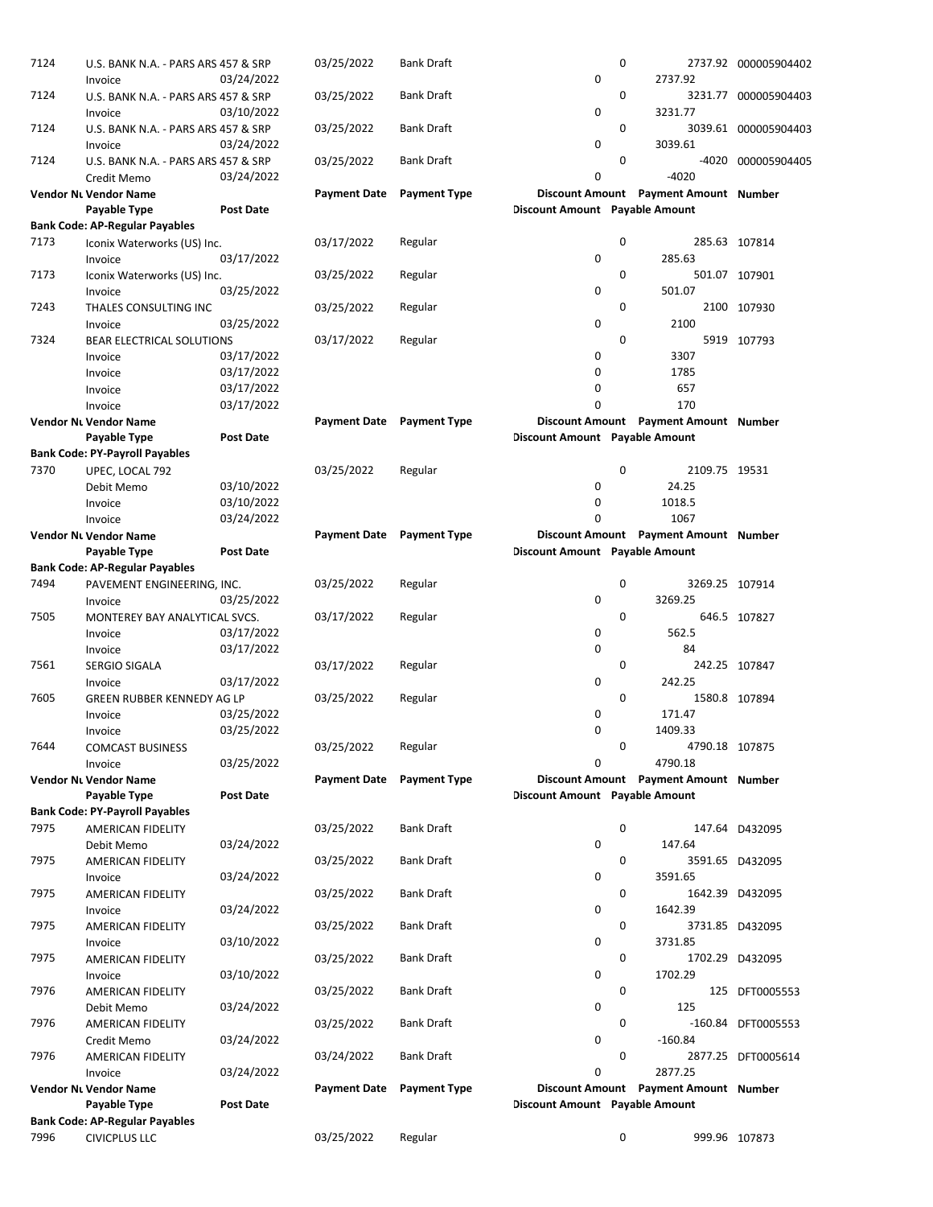| Vendor Number | Vendor Name | | Payment Date | Payment Type | Discount Amount | Payment Amount | Number |
|---|---|---|---|---|---|---|---|
| | Payable Type | Post Date | | | Discount Amount | Payable Amount | |
| 7124 | U.S. BANK N.A. - PARS ARS 457 & SRP | | 03/25/2022 | Bank Draft | 0 | 2737.92 | 000005904402 |
| | Invoice | 03/24/2022 | | | 0 | 2737.92 | |
| 7124 | U.S. BANK N.A. - PARS ARS 457 & SRP | | 03/25/2022 | Bank Draft | 0 | 3231.77 | 000005904403 |
| | Invoice | 03/10/2022 | | | 0 | 3231.77 | |
| 7124 | U.S. BANK N.A. - PARS ARS 457 & SRP | | 03/25/2022 | Bank Draft | 0 | 3039.61 | 000005904403 |
| | Invoice | 03/24/2022 | | | 0 | 3039.61 | |
| 7124 | U.S. BANK N.A. - PARS ARS 457 & SRP | | 03/25/2022 | Bank Draft | 0 | -4020 | 000005904405 |
| | Credit Memo | 03/24/2022 | | | 0 | -4020 | |

| Vendor Nu | Vendor Name | | Payment Date | Payment Type | Discount Amount | Payment Amount | Number |
|---|---|---|---|---|---|---|---|
| | Payable Type | Post Date | | | Discount Amount | Payable Amount | |
| **Bank Code: AP-Regular Payables** | | | | | | | |
| 7173 | Iconix Waterworks (US) Inc. | | 03/17/2022 | Regular | 0 | 285.63 | 107814 |
| | Invoice | 03/17/2022 | | | 0 | 285.63 | |
| 7173 | Iconix Waterworks (US) Inc. | | 03/25/2022 | Regular | 0 | 501.07 | 107901 |
| | Invoice | 03/25/2022 | | | 0 | 501.07 | |
| 7243 | THALES CONSULTING INC | | 03/25/2022 | Regular | 0 | 2100 | 107930 |
| | Invoice | 03/25/2022 | | | 0 | 2100 | |
| 7324 | BEAR ELECTRICAL SOLUTIONS | | 03/17/2022 | Regular | 0 | 5919 | 107793 |
| | Invoice | 03/17/2022 | | | 0 | 3307 | |
| | Invoice | 03/17/2022 | | | 0 | 1785 | |
| | Invoice | 03/17/2022 | | | 0 | 657 | |
| | Invoice | 03/17/2022 | | | 0 | 170 | |

| Vendor Nu | Vendor Name | | Payment Date | Payment Type | Discount Amount | Payment Amount | Number |
|---|---|---|---|---|---|---|---|
| | Payable Type | Post Date | | | Discount Amount | Payable Amount | |
| **Bank Code: PY-Payroll Payables** | | | | | | | |
| 7370 | UPEC, LOCAL 792 | | 03/25/2022 | Regular | 0 | 2109.75 | 19531 |
| | Debit Memo | 03/10/2022 | | | 0 | 24.25 | |
| | Invoice | 03/10/2022 | | | 0 | 1018.5 | |
| | Invoice | 03/24/2022 | | | 0 | 1067 | |

| Vendor Nu | Vendor Name | | Payment Date | Payment Type | Discount Amount | Payment Amount | Number |
|---|---|---|---|---|---|---|---|
| | Payable Type | Post Date | | | Discount Amount | Payable Amount | |
| **Bank Code: AP-Regular Payables** | | | | | | | |
| 7494 | PAVEMENT ENGINEERING, INC. | | 03/25/2022 | Regular | 0 | 3269.25 | 107914 |
| | Invoice | 03/25/2022 | | | 0 | 3269.25 | |
| 7505 | MONTEREY BAY ANALYTICAL SVCS. | | 03/17/2022 | Regular | 0 | 646.5 | 107827 |
| | Invoice | 03/17/2022 | | | 0 | 562.5 | |
| | Invoice | 03/17/2022 | | | 0 | 84 | |
| 7561 | SERGIO SIGALA | | 03/17/2022 | Regular | 0 | 242.25 | 107847 |
| | Invoice | 03/17/2022 | | | 0 | 242.25 | |
| 7605 | GREEN RUBBER KENNEDY AG LP | | 03/25/2022 | Regular | 0 | 1580.8 | 107894 |
| | Invoice | 03/25/2022 | | | 0 | 171.47 | |
| | Invoice | 03/25/2022 | | | 0 | 1409.33 | |
| 7644 | COMCAST BUSINESS | | 03/25/2022 | Regular | 0 | 4790.18 | 107875 |
| | Invoice | 03/25/2022 | | | 0 | 4790.18 | |

| Vendor Nu | Vendor Name | | Payment Date | Payment Type | Discount Amount | Payment Amount | Number |
|---|---|---|---|---|---|---|---|
| | Payable Type | Post Date | | | Discount Amount | Payable Amount | |
| **Bank Code: PY-Payroll Payables** | | | | | | | |
| 7975 | AMERICAN FIDELITY | | 03/25/2022 | Bank Draft | 0 | 147.64 | D432095 |
| | Debit Memo | 03/24/2022 | | | 0 | 147.64 | |
| 7975 | AMERICAN FIDELITY | | 03/25/2022 | Bank Draft | 0 | 3591.65 | D432095 |
| | Invoice | 03/24/2022 | | | 0 | 3591.65 | |
| 7975 | AMERICAN FIDELITY | | 03/25/2022 | Bank Draft | 0 | 1642.39 | D432095 |
| | Invoice | 03/24/2022 | | | 0 | 1642.39 | |
| 7975 | AMERICAN FIDELITY | | 03/25/2022 | Bank Draft | 0 | 3731.85 | D432095 |
| | Invoice | 03/10/2022 | | | 0 | 3731.85 | |
| 7975 | AMERICAN FIDELITY | | 03/25/2022 | Bank Draft | 0 | 1702.29 | D432095 |
| | Invoice | 03/10/2022 | | | 0 | 1702.29 | |
| 7976 | AMERICAN FIDELITY | | 03/25/2022 | Bank Draft | 0 | 125 | DFT0005553 |
| | Debit Memo | 03/24/2022 | | | 0 | 125 | |
| 7976 | AMERICAN FIDELITY | | 03/25/2022 | Bank Draft | 0 | -160.84 | DFT0005553 |
| | Credit Memo | 03/24/2022 | | | 0 | -160.84 | |
| 7976 | AMERICAN FIDELITY | | 03/24/2022 | Bank Draft | 0 | 2877.25 | DFT0005614 |
| | Invoice | 03/24/2022 | | | 0 | 2877.25 | |

| Vendor Nu | Vendor Name | | Payment Date | Payment Type | Discount Amount | Payment Amount | Number |
|---|---|---|---|---|---|---|---|
| | Payable Type | Post Date | | | Discount Amount | Payable Amount | |
| **Bank Code: AP-Regular Payables** | | | | | | | |
| 7996 | CIVICPLUS LLC | | 03/25/2022 | Regular | 0 | 999.96 | 107873 |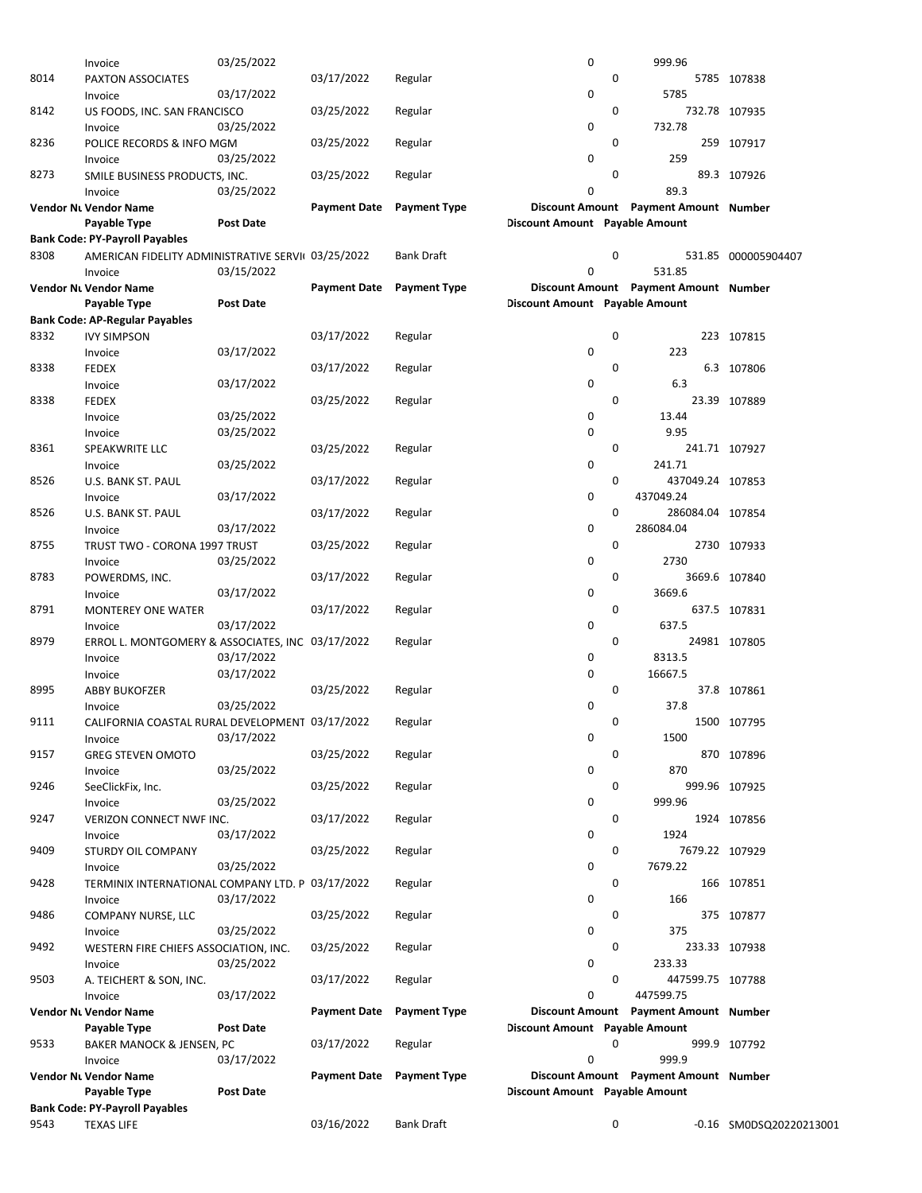| Vendor Number | Vendor Name | | Payment Date | Payment Type | Discount Amount | Payment Amount | Number |
|---|---|---|---|---|---|---|---|
| | Payable Type | Post Date | | | Discount Amount | Payable Amount | |
| | Invoice | 03/25/2022 | | | 0 | 999.96 | |
| 8014 | PAXTON ASSOCIATES | | 03/17/2022 | Regular | 0 | 5785 | 107838 |
| | Invoice | 03/17/2022 | | | 0 | 5785 | |
| 8142 | US FOODS, INC. SAN FRANCISCO | | 03/25/2022 | Regular | 0 | 732.78 | 107935 |
| | Invoice | 03/25/2022 | | | 0 | 732.78 | |
| 8236 | POLICE RECORDS & INFO MGM | | 03/25/2022 | Regular | 0 | 259 | 107917 |
| | Invoice | 03/25/2022 | | | 0 | 259 | |
| 8273 | SMILE BUSINESS PRODUCTS, INC. | | 03/25/2022 | Regular | 0 | 89.3 | 107926 |
| | Invoice | 03/25/2022 | | | 0 | 89.3 | |

| Vendor Number | Vendor Name | | Payment Date | Payment Type | Discount Amount | Payment Amount | Number |
|---|---|---|---|---|---|---|---|
| | Payable Type | Post Date | | | Discount Amount | Payable Amount | |
| **Bank Code: PY-Payroll Payables** | | | | | | | |
| 8308 | AMERICAN FIDELITY ADMINISTRATIVE SERVI( | 03/25/2022 | | Bank Draft | 0 | 531.85 | 000005904407 |
| | Invoice | 03/15/2022 | | | 0 | 531.85 | |

| Vendor Number | Vendor Name | | Payment Date | Payment Type | Discount Amount | Payment Amount | Number |
|---|---|---|---|---|---|---|---|
| | Payable Type | Post Date | | | Discount Amount | Payable Amount | |
| **Bank Code: AP-Regular Payables** | | | | | | | |
| 8332 | IVY SIMPSON | | 03/17/2022 | Regular | 0 | 223 | 107815 |
| | Invoice | 03/17/2022 | | | 0 | 223 | |
| 8338 | FEDEX | | 03/17/2022 | Regular | 0 | 6.3 | 107806 |
| | Invoice | 03/17/2022 | | | 0 | 6.3 | |
| 8338 | FEDEX | | 03/25/2022 | Regular | 0 | 23.39 | 107889 |
| | Invoice | 03/25/2022 | | | 0 | 13.44 | |
| | Invoice | 03/25/2022 | | | 0 | 9.95 | |
| 8361 | SPEAKWRITE LLC | | 03/25/2022 | Regular | 0 | 241.71 | 107927 |
| | Invoice | 03/25/2022 | | | 0 | 241.71 | |
| 8526 | U.S. BANK ST. PAUL | | 03/17/2022 | Regular | 0 | 437049.24 | 107853 |
| | Invoice | 03/17/2022 | | | 0 | 437049.24 | |
| 8526 | U.S. BANK ST. PAUL | | 03/17/2022 | Regular | 0 | 286084.04 | 107854 |
| | Invoice | 03/17/2022 | | | 0 | 286084.04 | |
| 8755 | TRUST TWO - CORONA 1997 TRUST | | 03/25/2022 | Regular | 0 | 2730 | 107933 |
| | Invoice | 03/25/2022 | | | 0 | 2730 | |
| 8783 | POWERDMS, INC. | | 03/17/2022 | Regular | 0 | 3669.6 | 107840 |
| | Invoice | 03/17/2022 | | | 0 | 3669.6 | |
| 8791 | MONTEREY ONE WATER | | 03/17/2022 | Regular | 0 | 637.5 | 107831 |
| | Invoice | 03/17/2022 | | | 0 | 637.5 | |
| 8979 | ERROL L. MONTGOMERY & ASSOCIATES, INC | | 03/17/2022 | Regular | 0 | 24981 | 107805 |
| | Invoice | 03/17/2022 | | | 0 | 8313.5 | |
| | Invoice | 03/17/2022 | | | 0 | 16667.5 | |
| 8995 | ABBY BUKOFZER | | 03/25/2022 | Regular | 0 | 37.8 | 107861 |
| | Invoice | 03/25/2022 | | | 0 | 37.8 | |
| 9111 | CALIFORNIA COASTAL RURAL DEVELOPMENT | | 03/17/2022 | Regular | 0 | 1500 | 107795 |
| | Invoice | 03/17/2022 | | | 0 | 1500 | |
| 9157 | GREG STEVEN OMOTO | | 03/25/2022 | Regular | 0 | 870 | 107896 |
| | Invoice | 03/25/2022 | | | 0 | 870 | |
| 9246 | SeeClickFix, Inc. | | 03/25/2022 | Regular | 0 | 999.96 | 107925 |
| | Invoice | 03/25/2022 | | | 0 | 999.96 | |
| 9247 | VERIZON CONNECT NWF INC. | | 03/17/2022 | Regular | 0 | 1924 | 107856 |
| | Invoice | 03/17/2022 | | | 0 | 1924 | |
| 9409 | STURDY OIL COMPANY | | 03/25/2022 | Regular | 0 | 7679.22 | 107929 |
| | Invoice | 03/25/2022 | | | 0 | 7679.22 | |
| 9428 | TERMINIX INTERNATIONAL COMPANY LTD. P | | 03/17/2022 | Regular | 0 | 166 | 107851 |
| | Invoice | 03/17/2022 | | | 0 | 166 | |
| 9486 | COMPANY NURSE, LLC | | 03/25/2022 | Regular | 0 | 375 | 107877 |
| | Invoice | 03/25/2022 | | | 0 | 375 | |
| 9492 | WESTERN FIRE CHIEFS ASSOCIATION, INC. | | 03/25/2022 | Regular | 0 | 233.33 | 107938 |
| | Invoice | 03/25/2022 | | | 0 | 233.33 | |
| 9503 | A. TEICHERT & SON, INC. | | 03/17/2022 | Regular | 0 | 447599.75 | 107788 |
| | Invoice | 03/17/2022 | | | 0 | 447599.75 | |

| Vendor Number | Vendor Name | | Payment Date | Payment Type | Discount Amount | Payment Amount | Number |
|---|---|---|---|---|---|---|---|
| | Payable Type | Post Date | | | Discount Amount | Payable Amount | |
| 9533 | BAKER MANOCK & JENSEN, PC | | 03/17/2022 | Regular | 0 | 999.9 | 107792 |
| | Invoice | 03/17/2022 | | | 0 | 999.9 | |

| Vendor Number | Vendor Name | | Payment Date | Payment Type | Discount Amount | Payment Amount | Number |
|---|---|---|---|---|---|---|---|
| | Payable Type | Post Date | | | Discount Amount | Payable Amount | |
| **Bank Code: PY-Payroll Payables** | | | | | | | |
| 9543 | TEXAS LIFE | | 03/16/2022 | Bank Draft | 0 | -0.16 | SM0DSQ20220213001 |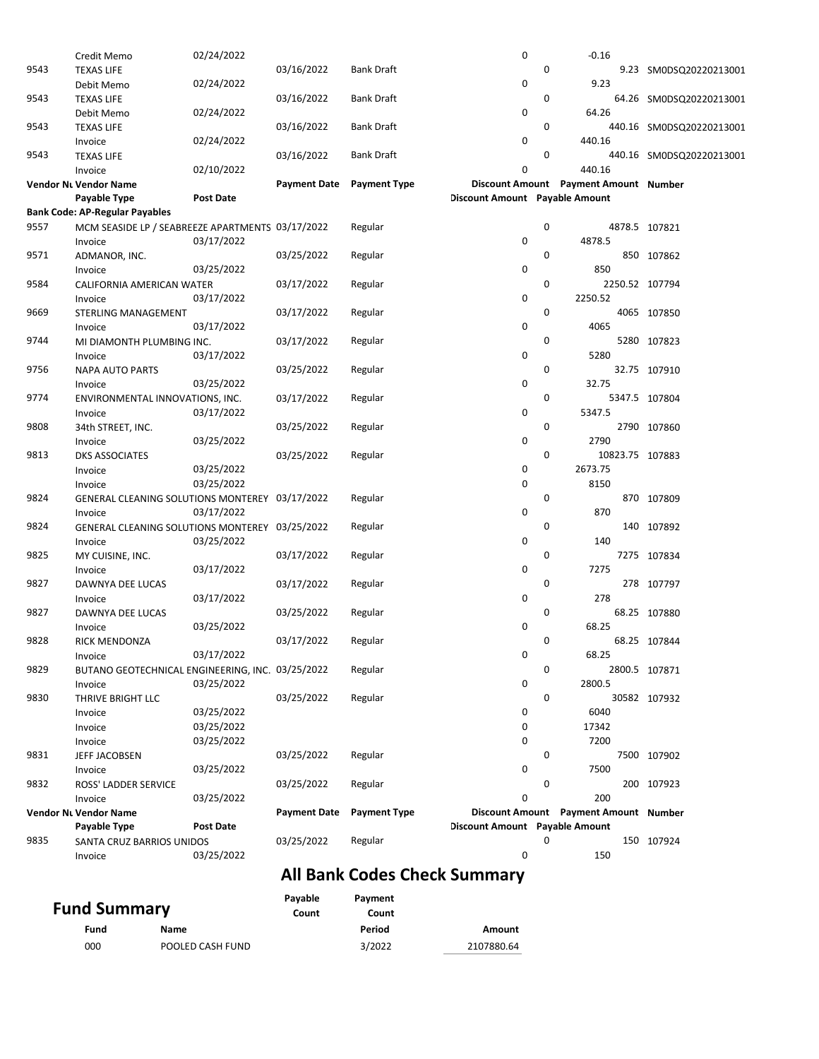| Vendor Number | Vendor Name | | Payment Date | Payment Type | Discount Amount | Payment Amount | Number |
|---|---|---|---|---|---|---|---|
| | Payable Type | Post Date | | | Discount Amount | Payable Amount | |
| | Credit Memo | 02/24/2022 | | | 0 | -0.16 | |
| 9543 | TEXAS LIFE | | 03/16/2022 | Bank Draft | 0 | 9.23 | SM0DSQ20220213001 |
| | Debit Memo | 02/24/2022 | | | 0 | 9.23 | |
| 9543 | TEXAS LIFE | | 03/16/2022 | Bank Draft | 0 | 64.26 | SM0DSQ20220213001 |
| | Debit Memo | 02/24/2022 | | | 0 | 64.26 | |
| 9543 | TEXAS LIFE | | 03/16/2022 | Bank Draft | 0 | 440.16 | SM0DSQ20220213001 |
| | Invoice | 02/24/2022 | | | 0 | 440.16 | |
| 9543 | TEXAS LIFE | | 03/16/2022 | Bank Draft | 0 | 440.16 | SM0DSQ20220213001 |
| | Invoice | 02/10/2022 | | | 0 | 440.16 | |

| Vendor Nu | Vendor Name | | Payment Date | Payment Type | Discount Amount | Payment Amount | Number |
|---|---|---|---|---|---|---|---|
| | Payable Type | Post Date | | | Discount Amount | Payable Amount | |
| **Bank Code: AP-Regular Payables** | | | | | | | |
| 9557 | MCM SEASIDE LP / SEABREEZE APARTMENTS | | 03/17/2022 | Regular | 0 | 4878.5 | 107821 |
| | Invoice | 03/17/2022 | | | 0 | 4878.5 | |
| 9571 | ADMANOR, INC. | | 03/25/2022 | Regular | 0 | 850 | 107862 |
| | Invoice | 03/25/2022 | | | 0 | 850 | |
| 9584 | CALIFORNIA AMERICAN WATER | | 03/17/2022 | Regular | 0 | 2250.52 | 107794 |
| | Invoice | 03/17/2022 | | | 0 | 2250.52 | |
| 9669 | STERLING MANAGEMENT | | 03/17/2022 | Regular | 0 | 4065 | 107850 |
| | Invoice | 03/17/2022 | | | 0 | 4065 | |
| 9744 | MI DIAMONTH PLUMBING INC. | | 03/17/2022 | Regular | 0 | 5280 | 107823 |
| | Invoice | 03/17/2022 | | | 0 | 5280 | |
| 9756 | NAPA AUTO PARTS | | 03/25/2022 | Regular | 0 | 32.75 | 107910 |
| | Invoice | 03/25/2022 | | | 0 | 32.75 | |
| 9774 | ENVIRONMENTAL INNOVATIONS, INC. | | 03/17/2022 | Regular | 0 | 5347.5 | 107804 |
| | Invoice | 03/17/2022 | | | 0 | 5347.5 | |
| 9808 | 34th STREET, INC. | | 03/25/2022 | Regular | 0 | 2790 | 107860 |
| | Invoice | 03/25/2022 | | | 0 | 2790 | |
| 9813 | DKS ASSOCIATES | | 03/25/2022 | Regular | 0 | 10823.75 | 107883 |
| | Invoice | 03/25/2022 | | | 0 | 2673.75 | |
| | Invoice | 03/25/2022 | | | 0 | 8150 | |
| 9824 | GENERAL CLEANING SOLUTIONS MONTEREY | | 03/17/2022 | Regular | 0 | 870 | 107809 |
| | Invoice | 03/17/2022 | | | 0 | 870 | |
| 9824 | GENERAL CLEANING SOLUTIONS MONTEREY | | 03/25/2022 | Regular | 0 | 140 | 107892 |
| | Invoice | 03/25/2022 | | | 0 | 140 | |
| 9825 | MY CUISINE, INC. | | 03/17/2022 | Regular | 0 | 7275 | 107834 |
| | Invoice | 03/17/2022 | | | 0 | 7275 | |
| 9827 | DAWNYA DEE LUCAS | | 03/17/2022 | Regular | 0 | 278 | 107797 |
| | Invoice | 03/17/2022 | | | 0 | 278 | |
| 9827 | DAWNYA DEE LUCAS | | 03/25/2022 | Regular | 0 | 68.25 | 107880 |
| | Invoice | 03/25/2022 | | | 0 | 68.25 | |
| 9828 | RICK MENDONZA | | 03/17/2022 | Regular | 0 | 68.25 | 107844 |
| | Invoice | 03/17/2022 | | | 0 | 68.25 | |
| 9829 | BUTANO GEOTECHNICAL ENGINEERING, INC. | | 03/25/2022 | Regular | 0 | 2800.5 | 107871 |
| | Invoice | 03/25/2022 | | | 0 | 2800.5 | |
| 9830 | THRIVE BRIGHT LLC | | 03/25/2022 | Regular | 0 | 30582 | 107932 |
| | Invoice | 03/25/2022 | | | 0 | 6040 | |
| | Invoice | 03/25/2022 | | | 0 | 17342 | |
| | Invoice | 03/25/2022 | | | 0 | 7200 | |
| 9831 | JEFF JACOBSEN | | 03/25/2022 | Regular | 0 | 7500 | 107902 |
| | Invoice | 03/25/2022 | | | 0 | 7500 | |
| 9832 | ROSS' LADDER SERVICE | | 03/25/2022 | Regular | 0 | 200 | 107923 |
| | Invoice | 03/25/2022 | | | 0 | 200 | |

| Vendor Nu | Vendor Name | | Payment Date | Payment Type | Discount Amount | Payment Amount | Number |
|---|---|---|---|---|---|---|---|
| | Payable Type | Post Date | | | Discount Amount | Payable Amount | |
| 9835 | SANTA CRUZ BARRIOS UNIDOS | | 03/25/2022 | Regular | 0 | 150 | 107924 |
| | Invoice | 03/25/2022 | | | 0 | 150 | |

## All Bank Codes Check Summary

## Fund Summary

| Fund | Name | Payable Count | Payment Count / Period | Amount |
|---|---|---|---|---|
| 000 | POOLED CASH FUND | | 3/2022 | 2107880.64 |